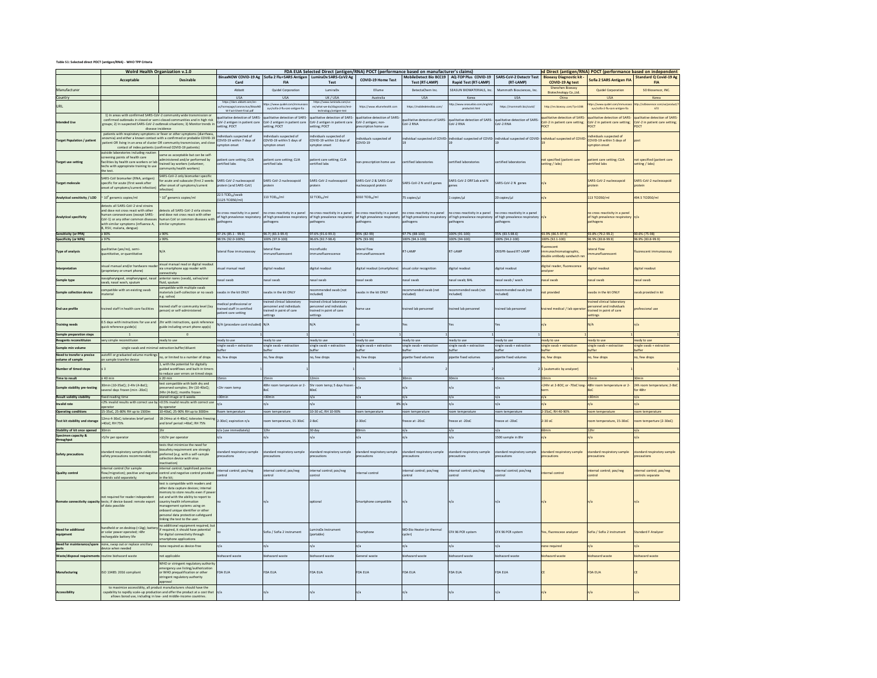**Table S1: Selected direct POCT (antigen/RNA) - WHO TPP Criteria**

| | Woird Health Organization v.1.0 | | FDA EUA Selected Direct (antigen/RNA) POCT (performance based on manufacturer's claims) | | | | | | | ed Direct (antigen/RNA) POCT (performance based on independent | | |
|---|---|---|---|---|---|---|---|---|---|---|---|---|
| | Acceptable | Desirable | BinaxNOW COVID-19 Ag Card | Sofia 2 Flu+SARS Antigen FIA | LumiraDx SARS-CoV2 Ag Test | COVID-19 Home Test | MobileDetect Bio BCC19 Test (RT-LAMP) | AQ-TOP Plus COVID-19 Rapid Test (RT-LAMP) | SARS-CoV-2 Detectr Test (RT-LAMP) | Bioeasy Diagnostic kit - COVID-19 Ag test | Sofia 2 SARS Antigen FIA | Standard Q Covid-19 Ag FIA |
| Manufacturer | | | Abbott | Quidel Corporation | LumiraDx | Ellume | DetectaChem Inc. | SEASUN BIOMATERIALS, Inc. | Mammoth Biosciences, Inc. | Shenzhen Bioeasy Biotechnology Co.,Ltd. | Quidel Corporation | SD Biosensor, INC. |
| Country | | | USA | USA | UK / USA | Australia | USA | Korea | USA | China | USA | Korea |
| URL | | | https://dam.abbott.com/en-us/homepage/coronavirus/BinaxNOW-Fact-Sheet-Final.pdf | https://www.quidel.com/immunoassays/sofia-2-flu-sars-antigen-fia | https://www.lumiradx.com/uk-en/what-we-do/diagnostics/test-technology/antigen-test | https://www.ellumehealth.com | https://mobiledetectbio.com/ | http://www.seasunbio.com/english/product/4.html | https://mammoth.bio/covid/ | http://en.bioeasy.com/?p=1086 | https://www.quidel.com/immunoassays/sofia-2-flu-sars-antigen-fia | http://sdbiosensor.com/xe/product/7672 |
| Intended Use | 1) In areas with confirmed SARS-CoV-2 community wide transmission or confirmed outbreaks in closed or semi-closed communities and in high risk groups; 2) In suspected SARS-CoV-2 outbreak situations; 3) Monitor trends in disease incidence | | qualitative detection of SARS-CoV-2 antigen in patient care setting; POCT | qualitative detection of SARS-CoV-2 antigen in patient care setting; POCT | qualitative detection of SARS-CoV-2 antigen in patient care setting; POCT | qualitative detection of SARS-CoV-2 antigen; non-prescription home use | qualitative detection of SARS-CoV-2 RNA | qualitative detection of SARS-CoV-2 RNA | qualitative detection of SARS-CoV-2 RNA | qualitative detection of SARS-CoV-2 in patient care setting; POCT | qualitative detection of SARS-CoV-2 in patient care setting; POCT | qualitative detection of SARS-CoV-2 in patient care setting; POCT |
| Target Population / patient | patients with respiratory symptoms or fever or other symptoms (diarrhea, anosmia) and either known contact with a confirmed or probable COVID-19 patient OR living in an area of cluster OR community transmission, and close contact of index patients (confirmed COVID-19 patients) | | individuals suspected of COVID-19 within 7 days of sympton onset | individuals suspected of COVID-19 within 5 days of sympton onset | individuals suspected of COVID-19 within 12 days of sympton onset | individuals suspected of COVID-19 | individual suspected of COVID-19 | individual suspected of COVID-19 | individual suspected of COVID-19 | individual suspected of COVID-19 | individuals suspected of COVID-19 within 5 days of sympton onset | post |
| Target use setting | outside laboratories including routine screening points of health care facilities by health care workers or lab techs with appropriate training to use the test. | same as acceptable but can be self-administered and/or performed by trained lay workers (volunteer, community health workers) | patient care setting; CLIA certified labs | patient care setting; CLIA certified labs | patient care setting; CLIA certified labs | non-prescription home use | certified laboratories | certified laboratories | certified laboratories | not specified (patient care setting / labs) | patient care setting; CLIA certified labs | not specified (patient care setting / labs) |
| Target molecule | SARS-CoV biomarker (RNA, antigen) specific for acute (first week after onset of symptoms/current infection) | SARS-CoV-2 only biomarker specific for acute and subacute (first 2 weeks after onset of symptoms/current infection) | SARS-CoV-2 nucleocapsid protein (and SARS-CoV) | SARS-CoV-2 nucleocapsid protein | SARS-CoV-2 nucleocapsid protein | SARS-CoV-2 & SARS-CoV nucleocapsid protein | SARS-CoV-2 N and E genes | SARS-CoV-2 ORF1ab and N genes | SARS-CoV-2 N genes | n/a | SARS-CoV-2 nucleocapsid protein | SARS-CoV-2 nucleocapsid protein |
| Analytical sensitivity / LOD | ~ $10^6$ genomic copies/ml | ~ $10^4$ genomic copies/ml | 22.5 $TCID_{50}$/swab (1125 TCID50/ml) | 113 $TCID_{50}$/ml | 32 $TCID_{50}$/ml | 6310 $TCID_{50}$/ml | 75 copies/µl | 1 copies/µl | 20 copies/µl | n/a | 113 TCID50/ml | 494.5 TCID50/ml |
| Analytical specificity | detects all SARS-CoV-2 viral strains and dose not cross react with other human coronaviruses (except SARS-CoV-1) or any other common diseases with similar symptoms (influenza A, B, RSV, malaria, dengue) | detects all SARS-CoV-2 virla strains and dose not cross react with other human CoV or common diseases with similar symptoms | no cross-reactivity in a panel of high prevalence respiratory pathogens | no cross-reactivity in a panel of high prevalence respiratory pathogens | no cross-reactivity in a panel of high prevalence respiratory pathogens | no cross-reactivity in a panel of high prevalence respiratory pathogens | no cross-reactivity in a panel of high prevalence respiratory pathogens | no cross-reactivity in a panel of high prevalence respiratory pathogens | no cross-reactivity in a panel of high prevalence respiratory pathogens | n/a | no cross-reactivity in a panel of high prevalence respiratory pathogens | n/a |
| Sensitivity (or PPA) | ≥ 80% | ≥ 90% | 97.1% (85.1 - 99.9) | 96.7% (83.3-99.4) | 97.6% (91.6-99.3) | 95% (82-99) | 97.7% (88-100) | 100% (91-100) | 95% (83.5-98.6) | 93.9% (86.5-97.4) | 93.8% (79.2-99.2) | 90.0% (75-98) |
| Specificity (or NPA) | ≥ 97% | ≥ 99% | 98.5% (92.0-100%) | 100% (97.9-100) | 96.6% (92.7-98.4) | 97% (93-99) | 100% (94.3-100) | 100% (94-100) | 100% (94.2-100) | 100% (92.1-100) | 96.9% (83.8-99.9) | 96.9% (83.8-99.9) |
| Type of analysis | qualitative (yes/no), semi-quantitative, or quantitative | N/A | lateral flow immunoassay | lateral flow immunofluorescent | microfluidic immunofluorescence | lateral flow immunofluorescent | RT-LAMP | RT-LAMP | CRISPR-based RT-LAMP | fluorescent immunochromatographic, double antibody sandwich me | lateral flow immunofluorescent | fluorescent immunoassay |
| Interpretation | visual manual and/or hardware reader (proprietary or smart phone) | visual manual read or digital readout via smartphone app reader with connectivity | visual manual read | digital readout | digital readout | digital readout (smartphone) | visual color recognition | digital readout | digital readout | digital reader, fluorescence analyzer | digital readout | digital readout |
| Sample type | nasopharyngeal, oropharyngeal, nasal swab; nasal wash, sputum | anterior nares (swab), saliva/oral fluid, sputum | nasal swab | nasal swab | nasal swab | nasal swab | nasal swab | nasal swab; BAL | nasal swab / wash | nasal swab | nasal swab | nasal swab |
| Sample collection device | compatible with an existing swab material | compatible with multiple swab materials (self-collection or no swab e.g. saliva) | swabs in the kit ONLY | swabs in the kit ONLY | recommended swab (not included) | swabs in the kit ONLY | recommended swab (not included) | recommended swab (not included) | recommended swab (not included) | not provided | swabs in the kit ONLY | swab provided in kit |
| End use profile | trained staff in health care facilities | trained staff or community level (lay person) or self-administered | medical professional or trained staff in certified patient care setting | trained clinical laboratory personnel and individuals trained in point of care settings | trained clinical laboratory personnel and individuals trained in point of care settings | home use | trained lab personnel | trained lab personnel | trained lab personnel | trained medical / lab operator | trained clinical laboratory personnel and individuals trained in point of care settings | professional use |
| Training needs | 0.5 days with instructions for use and quick reference guide(s) | 2hr with instructions, quick reference guide including smart phone app(s) | N/A (procedure card included) | N/A | N/A | no | Yes | Yes | Yes | n/a | N/A | n/a |
| Sample preparation steps | 1 | 0 | 1 | 1 | 1 | 1 | 1 | 1 | 1 | 1 | 1 | 1 |
| Reagents reconstitution | very simple reconstituion | ready to use | ready to use | ready to use | ready to use | ready to use | ready to use | ready to use | ready to use | ready to use | ready to use | ready to use |
| Sample min volume | single swab and minimal extraction buffer/diluent | | single swab + extraction buffer | single swab + extraction buffer | single swab + extraction buffer | single swab + extraction buffer | single swab + extraction buffer | single swab + extraction buffer | single swab + extraction buffer | single swab + extraction buffer | single swab + extraction buffer | single swab + extraction buffer |
| Need to transfer a precise volume of sample | autofill or graduated volume markings on sample transfer device | no, or limited to a number of drops | no, few drops | no, few drops | no, few drops | no, few drops | pipette fixed volumes | pipette fixed volumes | pipette fixed volumes | no, few drops | no, few drops | no, few drops |
| Number of timed steps | ≤ 3 | 1, with the potential for digitally guided workflows and built-in timers to reduce user errors on timed steps | 1 | 1 | 1 | 1 | 2 | 2 | 2 | 1 (automatic by analyzer) | 1 | 1 |
| Time to result | ≤ 40 min | ≤ 20 min | 15min | 15min | 12min | 15min | 30min | 30min | 45min | 10min | 15min | 30min |
| Sample stability pre-testing | 30min (10-35oC); 2-4hr (4-8oC); several days frozen (min -20oC) | test compatible with both dry and preserved samples; 3hr (10-40oC); 24hr (4-8oC); months frozen | <1hr room temp | 48hr room temperature or 2-8oC | 5hr room temp; 5 days frozen -80oC | n/a | n/a | n/a | n/a | <24hr at 2-8OC; or -70oC long-term | 48hr room temperature or 2-8oC | 24h room temperature; 2-8oC for 48hr |
| Result validity stability | fixed reading time | stored image or 6 weeks | <30min | <30min | n/a | n/a | n/a | n/a | n/a | n/a | <30min | n/a |
| Invalid rate | <2% invalid results with correct use by operator | <0.5% invalid results with correct use by operator | n/a | n/a | n/a | 8% | n/a | n/a | n/a | n/a | n/a | n/a |
| Operating conditions | 15-35oC, 25-80% RH up to 1500m | 10-40oC; 25-90% RH up to 3000m | Room temperature | room temperature | 10-30 oC; RH 10-90% | room temperature | room temperature | room temperature | room temperature | 2-35oC; RH 40-90% | room temperature | room temperature |
| Test kit stability and storage | 12mo 4-30oC; tolerates brief period >40oC; RH 75% | 18-24mo at 4-40oC; tolerates freezing and brief period >40oC; RH 75% | 2-30oC; expiration n/a | room temperature, 15-30oC | 2-8oC | 2-30oC | freeze at -20oC | freeze at -20oC | freeze at -20oC | 2-30 oC | room temperature, 15-30oC | room temperture (2-30oC) |
| Stability of kit once opened | 30min | 1hr | n/a (use immediately) | 12hr | 30 day | 60min | n/a | n/a | n/a | 60min | 12hr | n/a |
| Specimen capacity & throughput | >5/hr per operator | >10/hr per operator | n/a | n/a | n/a | n/a | n/a | n/a | 1500 sample in 8hr | n/a | n/a | n/a |
| Safety precautions | standard respiratory sample collection safety precautions recommended; | tests that minimize the need for biosafety requirement are strongly preferred (e.g. with a self-sample collection device with virus inactivation) | standard respiratory sample precautions | standard respiratory sample precautions | standard respiratory sample precautions | standard respiratory sample precautions | standard respiratory sample precautions | standard respiratory sample precautions | standard respiratory sample precautions | standard respiratory sample precautions | standard respiratory sample precautions | standard respiratory sample precautions |
| Quality control | internal control (for sample flow/migration); positive and negative controls sold separately; | internal control; lyophilized positive control and negative control provided in the kit; | internal control; pos/neg control | internal control; pos/neg control | internal control; pos/neg control | internal control | internal control; pos/neg control | internal control; pos/neg control | internal control; pos/neg control | internal control | internal control; pos/neg control | internal control; pos/neg controls separate |
| Remote connectivity capacity | not required for reader independent tests; if device-based: remote export of data possible | test is compatible with readers and other data capture devices; internal memory to store results even if power cut and with the ability to report to country health information management systems using on onboard unique identifier or other personal data protection safeguard linking the test to the user. | no | n/a | optional | Smartphone compatible | n/a | n/a | n/a | n/a | n/a | n/a |
| Need for additional equipment | handheld or on desktop (<1kg); battery or solar powered; >8hr rechargeable battery life | no additional equipment required, but if required, it should have potential for digital connectivity through smartphone applications | no | Sofia / Sofia 2 instrument | LumiraDx Instrument (portable) | Smartphone | MD-Bio Heater (or thermal cycler) | CFX 96 PCR system | CFX 96 PCR system | Yes, fluorescence analyzer | Sofia / Sofia 2 instrument | Standard F Analyzer |
| Need for maintenance/spare parts | none, swap out or replace ancillary device when needed | none required as device-free | n/a | n/a | n/a | n/a | n/a | n/a | n/a | none required | n/a | n/a |
| Waste/disposal requirements | routine biohazard waste | not applicable | biohazard waste | biohazard waste | biohazard waste | General waste | biohazard waste | biohazard waste | biohazard waste | biohazard waste | biohazard waste | biohazard waste |
| Manufacturing | ISO 13485: 2016 compliant | WHO or stringent regulatory authority emergency use listing/authorization or WHO prequalification or other stringent regulatory authority approval | FDA EUA | FDA EUA | FDA EUA | FDA EUA | FDA EUA | FDA EUA | FDA EUA | CE | FDA EUA | CE |
| Accessibility | to maximize accessibility, all product manufacturers should have the capability to rapidly scale-up production and offer the product at a cost that allows broad use, including in low- and middle-income countries. | | n/a | n/a | n/a | n/a | n/a | n/a | n/a | n/a | n/a | n/a |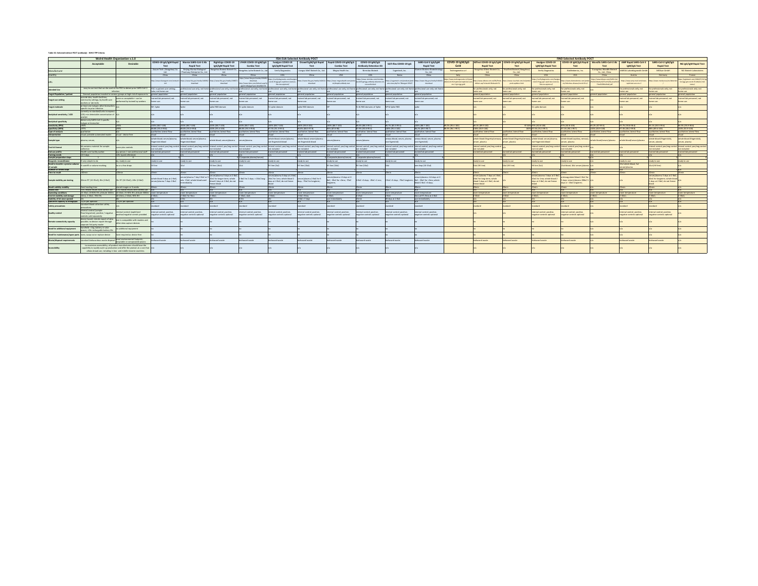Table S3: Selected indirect POCT (antibody) - WHO TPP Criteria

| | World Health Organization v.1.0 | | FDA EUA Selected Antibody POCT | | | | | | | | | | FIND Selected Antibody POCT | | | | | | | | |
|---|---|---|---|---|---|---|---|---|---|---|---|---|---|---|---|---|---|---|---|---|---|
| | Acceptable | Desirable | COVID-19 IgG/IgM Rapid Test | Wantai SARS-CoV-2 Ab Rapid Test | RightSign COVID-19 IgG/IgM Rapid Test | LYHER COVID-19 IgM/IgG Combo Test | Healgen COVID-19 IgG/IgM Rapid Test | Orawell IgM/IgG Rapid Test | Rapid COVID-19 IgM/IgG Combo Test | COVID-19 IgM/IgG Antibody Detection Kit | SGTi-flex COVID-19 IgG | SARS-CoV-2 IgG/IgM Rapid Test | COVID-19 IgM/IgG Gold | AllTest COVID-19 IgG/IgM Rapid Test | COVID-19 IgM/IgG Rapid Test | Healgen COVID-19 IgG/IgM Rapid Test | COVID-19 IgM/IgG Rapid Test | Wondfo SARS-CoV-2 Ab Test | AMP Rapid SARS-CoV-2 IgM/IgG Test | SARS-CoV-2 IgM/IgG Rapid Test | NG IgG/IgM Rapid Test |
| Manufacturer | | | Assure Tech. (Hangzhou) Co., Ltd. | Beijing Wantai Biological Pharmacy Enterprise Co., Ltd. | Hangzhou Biotest Biotech Co., Ltd. | Hangzhou Laihe Biotech Co., Ltd. | Verify Diagnostics | Jiangsu Well Biotech Co., Ltd. | Megna Health Inc. | Nirmidas Biotech | Sugentech, Inc. | Xiamen Biotime Biotechnology Co., Ltd. | Technogenetics srl | Hangzhou AllTest Biotech Co., Ltd. | VivaChek Biotech (Hangzhou) Co., Ltd. | Verify Diagnostics | BioMedomics, Inc. | Guangzhou Wondfo Biotech Co., Ltd., China | AMEDA Labordiagnostik GmbH | MEDsan GmbH | NG Biotech Laboratories |
| Country | | | China | China | China | China | USA | China | USA | USA | Korea | China | Italy | China | China | USA | USA | China | Austria | Germany | France |